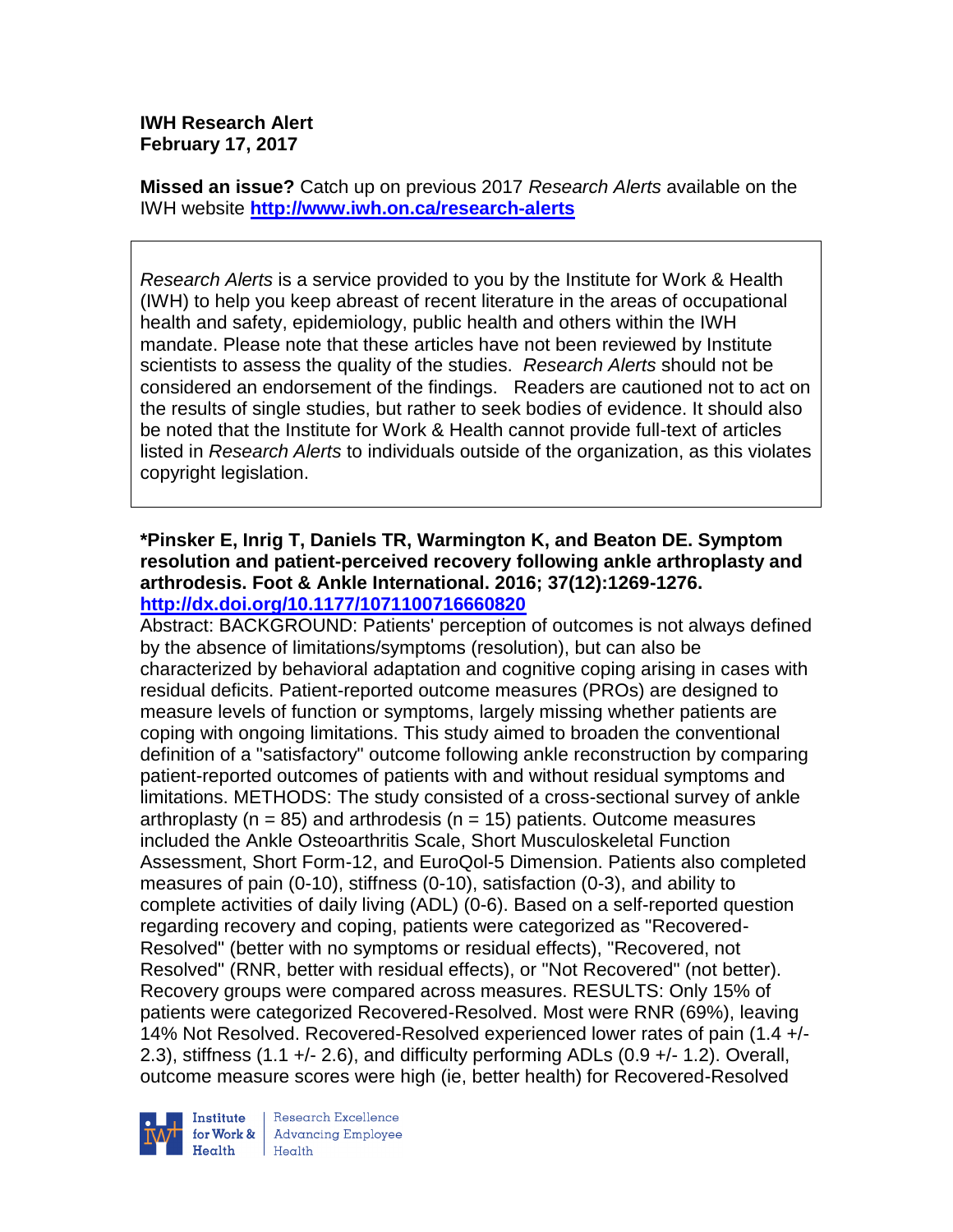**IWH Research Alert**
**February 17, 2017**

**Missed an issue?** Catch up on previous 2017 *Research Alerts* available on the IWH website **http://www.iwh.on.ca/research-alerts**

*Research Alerts* is a service provided to you by the Institute for Work & Health (IWH) to help you keep abreast of recent literature in the areas of occupational health and safety, epidemiology, public health and others within the IWH mandate. Please note that these articles have not been reviewed by Institute scientists to assess the quality of the studies. *Research Alerts* should not be considered an endorsement of the findings. Readers are cautioned not to act on the results of single studies, but rather to seek bodies of evidence. It should also be noted that the Institute for Work & Health cannot provide full-text of articles listed in *Research Alerts* to individuals outside of the organization, as this violates copyright legislation.

**\*Pinsker E, Inrig T, Daniels TR, Warmington K, and Beaton DE. Symptom resolution and patient-perceived recovery following ankle arthroplasty and arthrodesis. Foot & Ankle International. 2016; 37(12):1269-1276.**
**http://dx.doi.org/10.1177/1071100716660820**

Abstract: BACKGROUND: Patients' perception of outcomes is not always defined by the absence of limitations/symptoms (resolution), but can also be characterized by behavioral adaptation and cognitive coping arising in cases with residual deficits. Patient-reported outcome measures (PROs) are designed to measure levels of function or symptoms, largely missing whether patients are coping with ongoing limitations. This study aimed to broaden the conventional definition of a "satisfactory" outcome following ankle reconstruction by comparing patient-reported outcomes of patients with and without residual symptoms and limitations. METHODS: The study consisted of a cross-sectional survey of ankle arthroplasty (n = 85) and arthrodesis (n = 15) patients. Outcome measures included the Ankle Osteoarthritis Scale, Short Musculoskeletal Function Assessment, Short Form-12, and EuroQol-5 Dimension. Patients also completed measures of pain (0-10), stiffness (0-10), satisfaction (0-3), and ability to complete activities of daily living (ADL) (0-6). Based on a self-reported question regarding recovery and coping, patients were categorized as "Recovered-Resolved" (better with no symptoms or residual effects), "Recovered, not Resolved" (RNR, better with residual effects), or "Not Recovered" (not better). Recovery groups were compared across measures. RESULTS: Only 15% of patients were categorized Recovered-Resolved. Most were RNR (69%), leaving 14% Not Resolved. Recovered-Resolved experienced lower rates of pain (1.4 +/- 2.3), stiffness (1.1 +/- 2.6), and difficulty performing ADLs (0.9 +/- 1.2). Overall, outcome measure scores were high (ie, better health) for Recovered-Resolved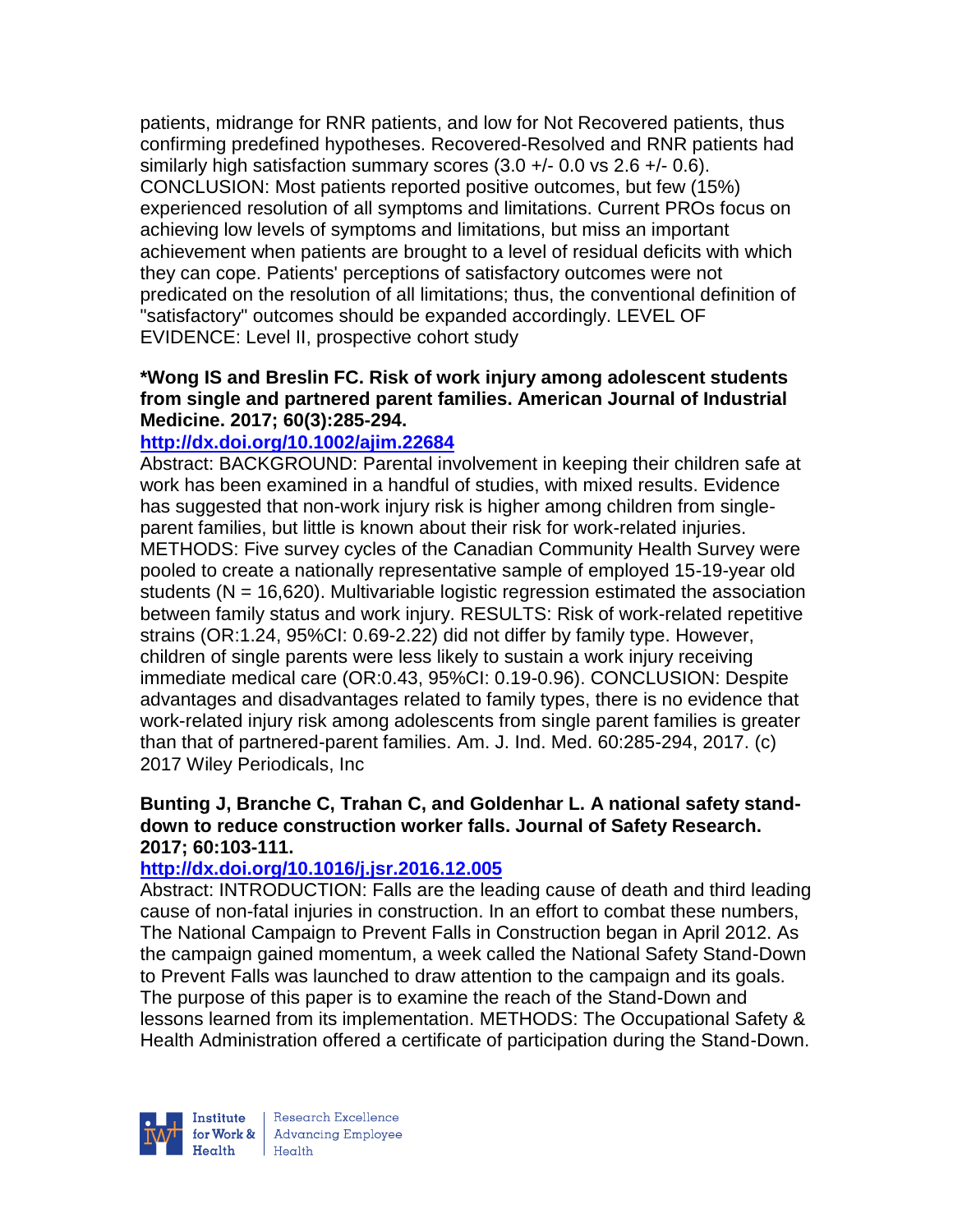patients, midrange for RNR patients, and low for Not Recovered patients, thus confirming predefined hypotheses. Recovered-Resolved and RNR patients had similarly high satisfaction summary scores (3.0 +/- 0.0 vs 2.6 +/- 0.6). CONCLUSION: Most patients reported positive outcomes, but few (15%) experienced resolution of all symptoms and limitations. Current PROs focus on achieving low levels of symptoms and limitations, but miss an important achievement when patients are brought to a level of residual deficits with which they can cope. Patients' perceptions of satisfactory outcomes were not predicated on the resolution of all limitations; thus, the conventional definition of "satisfactory" outcomes should be expanded accordingly. LEVEL OF EVIDENCE: Level II, prospective cohort study

**\*Wong IS and Breslin FC. Risk of work injury among adolescent students from single and partnered parent families. American Journal of Industrial Medicine. 2017; 60(3):285-294.**

**http://dx.doi.org/10.1002/ajim.22684**

Abstract: BACKGROUND: Parental involvement in keeping their children safe at work has been examined in a handful of studies, with mixed results. Evidence has suggested that non-work injury risk is higher among children from single-parent families, but little is known about their risk for work-related injuries. METHODS: Five survey cycles of the Canadian Community Health Survey were pooled to create a nationally representative sample of employed 15-19-year old students (N = 16,620). Multivariable logistic regression estimated the association between family status and work injury. RESULTS: Risk of work-related repetitive strains (OR:1.24, 95%CI: 0.69-2.22) did not differ by family type. However, children of single parents were less likely to sustain a work injury receiving immediate medical care (OR:0.43, 95%CI: 0.19-0.96). CONCLUSION: Despite advantages and disadvantages related to family types, there is no evidence that work-related injury risk among adolescents from single parent families is greater than that of partnered-parent families. Am. J. Ind. Med. 60:285-294, 2017. (c) 2017 Wiley Periodicals, Inc

**Bunting J, Branche C, Trahan C, and Goldenhar L. A national safety stand-down to reduce construction worker falls. Journal of Safety Research. 2017; 60:103-111.**

**http://dx.doi.org/10.1016/j.jsr.2016.12.005**

Abstract: INTRODUCTION: Falls are the leading cause of death and third leading cause of non-fatal injuries in construction. In an effort to combat these numbers, The National Campaign to Prevent Falls in Construction began in April 2012. As the campaign gained momentum, a week called the National Safety Stand-Down to Prevent Falls was launched to draw attention to the campaign and its goals. The purpose of this paper is to examine the reach of the Stand-Down and lessons learned from its implementation. METHODS: The Occupational Safety & Health Administration offered a certificate of participation during the Stand-Down.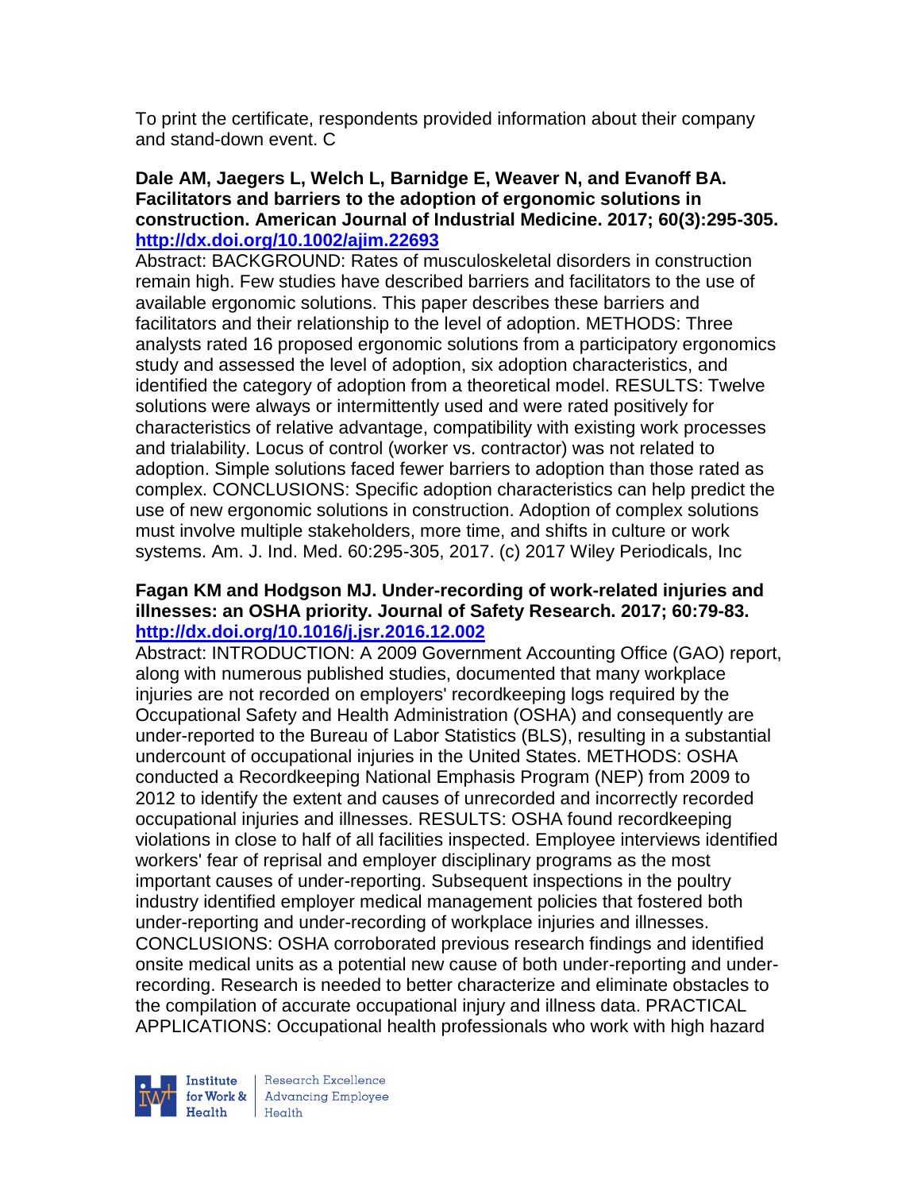To print the certificate, respondents provided information about their company and stand-down event. C

**Dale AM, Jaegers L, Welch L, Barnidge E, Weaver N, and Evanoff BA. Facilitators and barriers to the adoption of ergonomic solutions in construction. American Journal of Industrial Medicine. 2017; 60(3):295-305. http://dx.doi.org/10.1002/ajim.22693**

Abstract: BACKGROUND: Rates of musculoskeletal disorders in construction remain high. Few studies have described barriers and facilitators to the use of available ergonomic solutions. This paper describes these barriers and facilitators and their relationship to the level of adoption. METHODS: Three analysts rated 16 proposed ergonomic solutions from a participatory ergonomics study and assessed the level of adoption, six adoption characteristics, and identified the category of adoption from a theoretical model. RESULTS: Twelve solutions were always or intermittently used and were rated positively for characteristics of relative advantage, compatibility with existing work processes and trialability. Locus of control (worker vs. contractor) was not related to adoption. Simple solutions faced fewer barriers to adoption than those rated as complex. CONCLUSIONS: Specific adoption characteristics can help predict the use of new ergonomic solutions in construction. Adoption of complex solutions must involve multiple stakeholders, more time, and shifts in culture or work systems. Am. J. Ind. Med. 60:295-305, 2017. (c) 2017 Wiley Periodicals, Inc

**Fagan KM and Hodgson MJ. Under-recording of work-related injuries and illnesses: an OSHA priority. Journal of Safety Research. 2017; 60:79-83. http://dx.doi.org/10.1016/j.jsr.2016.12.002**

Abstract: INTRODUCTION: A 2009 Government Accounting Office (GAO) report, along with numerous published studies, documented that many workplace injuries are not recorded on employers' recordkeeping logs required by the Occupational Safety and Health Administration (OSHA) and consequently are under-reported to the Bureau of Labor Statistics (BLS), resulting in a substantial undercount of occupational injuries in the United States. METHODS: OSHA conducted a Recordkeeping National Emphasis Program (NEP) from 2009 to 2012 to identify the extent and causes of unrecorded and incorrectly recorded occupational injuries and illnesses. RESULTS: OSHA found recordkeeping violations in close to half of all facilities inspected. Employee interviews identified workers' fear of reprisal and employer disciplinary programs as the most important causes of under-reporting. Subsequent inspections in the poultry industry identified employer medical management policies that fostered both under-reporting and under-recording of workplace injuries and illnesses. CONCLUSIONS: OSHA corroborated previous research findings and identified onsite medical units as a potential new cause of both under-reporting and under-recording. Research is needed to better characterize and eliminate obstacles to the compilation of accurate occupational injury and illness data. PRACTICAL APPLICATIONS: Occupational health professionals who work with high hazard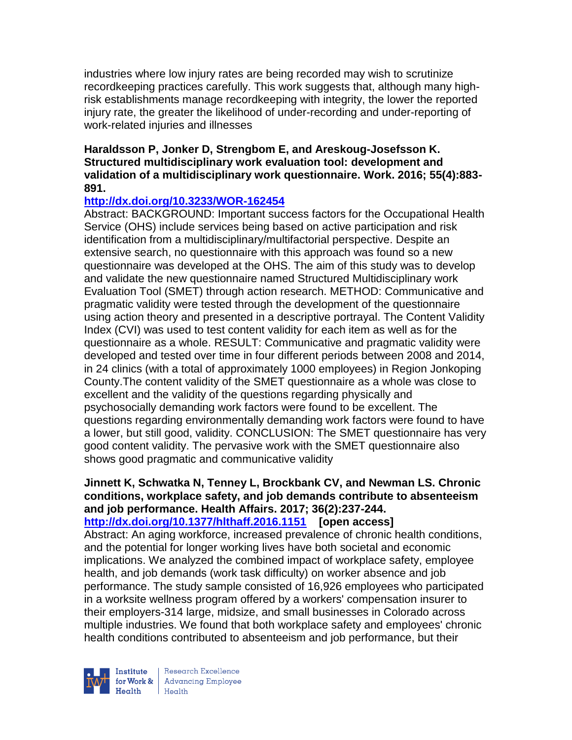industries where low injury rates are being recorded may wish to scrutinize recordkeeping practices carefully. This work suggests that, although many high-risk establishments manage recordkeeping with integrity, the lower the reported injury rate, the greater the likelihood of under-recording and under-reporting of work-related injuries and illnesses

**Haraldsson P, Jonker D, Strengbom E, and Areskoug-Josefsson K. Structured multidisciplinary work evaluation tool: development and validation of a multidisciplinary work questionnaire. Work. 2016; 55(4):883-891.**

**http://dx.doi.org/10.3233/WOR-162454**

Abstract: BACKGROUND: Important success factors for the Occupational Health Service (OHS) include services being based on active participation and risk identification from a multidisciplinary/multifactorial perspective. Despite an extensive search, no questionnaire with this approach was found so a new questionnaire was developed at the OHS. The aim of this study was to develop and validate the new questionnaire named Structured Multidisciplinary work Evaluation Tool (SMET) through action research. METHOD: Communicative and pragmatic validity were tested through the development of the questionnaire using action theory and presented in a descriptive portrayal. The Content Validity Index (CVI) was used to test content validity for each item as well as for the questionnaire as a whole. RESULT: Communicative and pragmatic validity were developed and tested over time in four different periods between 2008 and 2014, in 24 clinics (with a total of approximately 1000 employees) in Region Jonkoping County.The content validity of the SMET questionnaire as a whole was close to excellent and the validity of the questions regarding physically and psychosocially demanding work factors were found to be excellent. The questions regarding environmentally demanding work factors were found to have a lower, but still good, validity. CONCLUSION: The SMET questionnaire has very good content validity. The pervasive work with the SMET questionnaire also shows good pragmatic and communicative validity

**Jinnett K, Schwatka N, Tenney L, Brockbank CV, and Newman LS. Chronic conditions, workplace safety, and job demands contribute to absenteeism and job performance. Health Affairs. 2017; 36(2):237-244.**

**http://dx.doi.org/10.1377/hlthaff.2016.1151 [open access]**

Abstract: An aging workforce, increased prevalence of chronic health conditions, and the potential for longer working lives have both societal and economic implications. We analyzed the combined impact of workplace safety, employee health, and job demands (work task difficulty) on worker absence and job performance. The study sample consisted of 16,926 employees who participated in a worksite wellness program offered by a workers' compensation insurer to their employers-314 large, midsize, and small businesses in Colorado across multiple industries. We found that both workplace safety and employees' chronic health conditions contributed to absenteeism and job performance, but their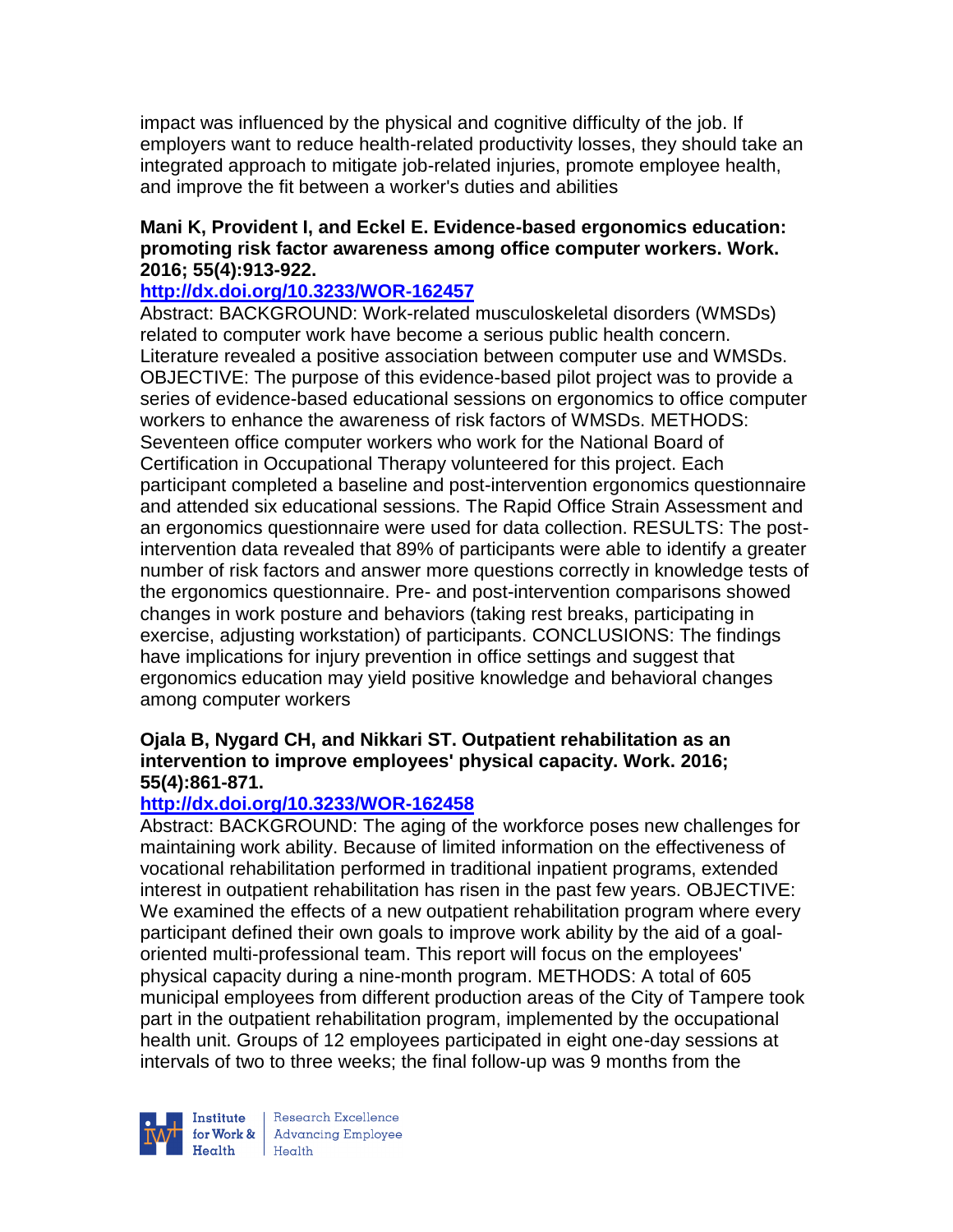impact was influenced by the physical and cognitive difficulty of the job. If employers want to reduce health-related productivity losses, they should take an integrated approach to mitigate job-related injuries, promote employee health, and improve the fit between a worker's duties and abilities

**Mani K, Provident I, and Eckel E. Evidence-based ergonomics education: promoting risk factor awareness among office computer workers. Work. 2016; 55(4):913-922.**

**http://dx.doi.org/10.3233/WOR-162457**

Abstract: BACKGROUND: Work-related musculoskeletal disorders (WMSDs) related to computer work have become a serious public health concern. Literature revealed a positive association between computer use and WMSDs. OBJECTIVE: The purpose of this evidence-based pilot project was to provide a series of evidence-based educational sessions on ergonomics to office computer workers to enhance the awareness of risk factors of WMSDs. METHODS: Seventeen office computer workers who work for the National Board of Certification in Occupational Therapy volunteered for this project. Each participant completed a baseline and post-intervention ergonomics questionnaire and attended six educational sessions. The Rapid Office Strain Assessment and an ergonomics questionnaire were used for data collection. RESULTS: The post-intervention data revealed that 89% of participants were able to identify a greater number of risk factors and answer more questions correctly in knowledge tests of the ergonomics questionnaire. Pre- and post-intervention comparisons showed changes in work posture and behaviors (taking rest breaks, participating in exercise, adjusting workstation) of participants. CONCLUSIONS: The findings have implications for injury prevention in office settings and suggest that ergonomics education may yield positive knowledge and behavioral changes among computer workers

**Ojala B, Nygard CH, and Nikkari ST. Outpatient rehabilitation as an intervention to improve employees' physical capacity. Work. 2016; 55(4):861-871.**

**http://dx.doi.org/10.3233/WOR-162458**

Abstract: BACKGROUND: The aging of the workforce poses new challenges for maintaining work ability. Because of limited information on the effectiveness of vocational rehabilitation performed in traditional inpatient programs, extended interest in outpatient rehabilitation has risen in the past few years. OBJECTIVE: We examined the effects of a new outpatient rehabilitation program where every participant defined their own goals to improve work ability by the aid of a goal-oriented multi-professional team. This report will focus on the employees' physical capacity during a nine-month program. METHODS: A total of 605 municipal employees from different production areas of the City of Tampere took part in the outpatient rehabilitation program, implemented by the occupational health unit. Groups of 12 employees participated in eight one-day sessions at intervals of two to three weeks; the final follow-up was 9 months from the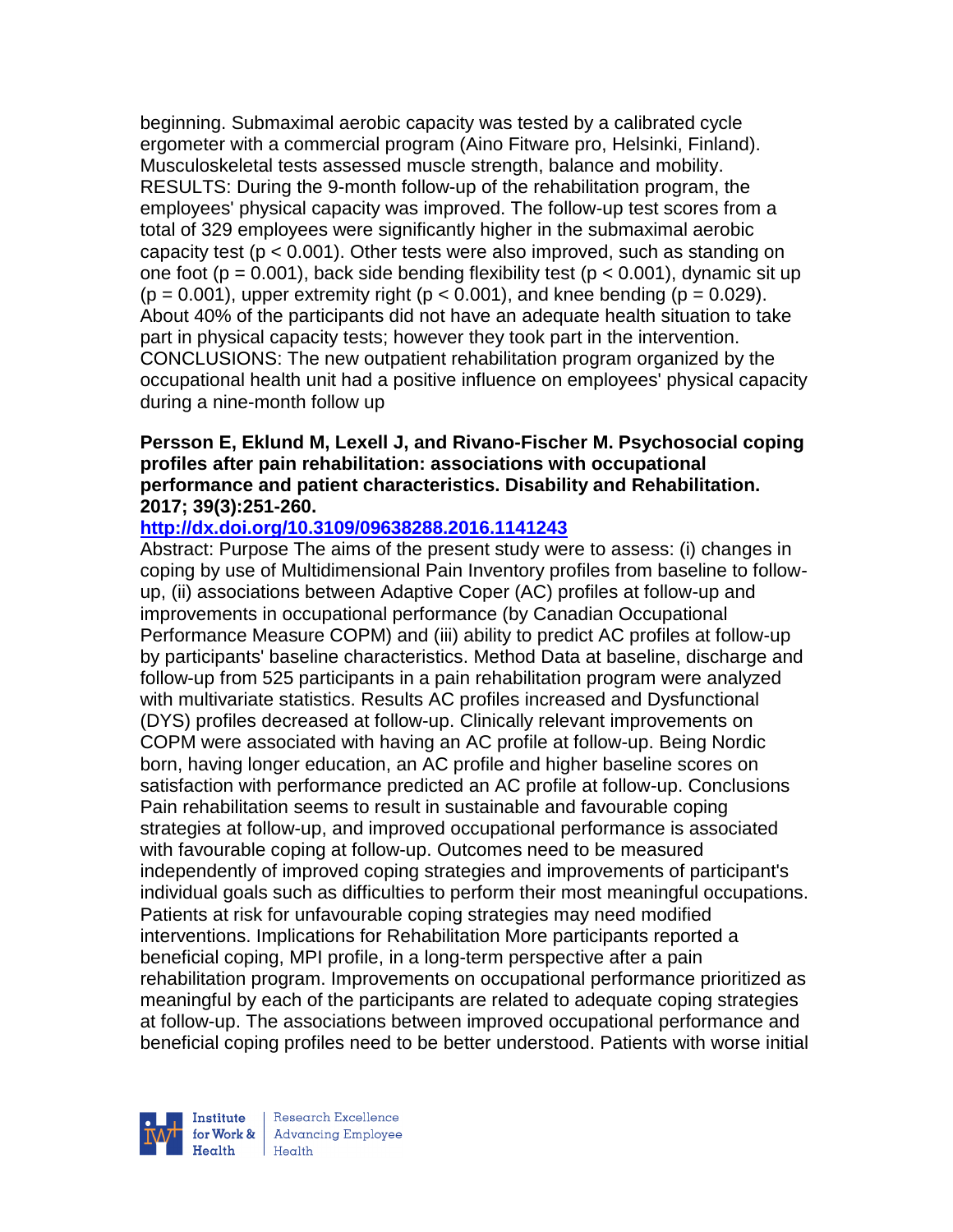beginning. Submaximal aerobic capacity was tested by a calibrated cycle ergometer with a commercial program (Aino Fitware pro, Helsinki, Finland). Musculoskeletal tests assessed muscle strength, balance and mobility. RESULTS: During the 9-month follow-up of the rehabilitation program, the employees' physical capacity was improved. The follow-up test scores from a total of 329 employees were significantly higher in the submaximal aerobic capacity test ($p < 0.001$). Other tests were also improved, such as standing on one foot ($p = 0.001$), back side bending flexibility test ($p < 0.001$), dynamic sit up ($p = 0.001$), upper extremity right ($p < 0.001$), and knee bending ($p = 0.029$). About 40% of the participants did not have an adequate health situation to take part in physical capacity tests; however they took part in the intervention. CONCLUSIONS: The new outpatient rehabilitation program organized by the occupational health unit had a positive influence on employees' physical capacity during a nine-month follow up

**Persson E, Eklund M, Lexell J, and Rivano-Fischer M. Psychosocial coping profiles after pain rehabilitation: associations with occupational performance and patient characteristics. Disability and Rehabilitation. 2017; 39(3):251-260.**

**http://dx.doi.org/10.3109/09638288.2016.1141243**

Abstract: Purpose The aims of the present study were to assess: (i) changes in coping by use of Multidimensional Pain Inventory profiles from baseline to follow-up, (ii) associations between Adaptive Coper (AC) profiles at follow-up and improvements in occupational performance (by Canadian Occupational Performance Measure COPM) and (iii) ability to predict AC profiles at follow-up by participants' baseline characteristics. Method Data at baseline, discharge and follow-up from 525 participants in a pain rehabilitation program were analyzed with multivariate statistics. Results AC profiles increased and Dysfunctional (DYS) profiles decreased at follow-up. Clinically relevant improvements on COPM were associated with having an AC profile at follow-up. Being Nordic born, having longer education, an AC profile and higher baseline scores on satisfaction with performance predicted an AC profile at follow-up. Conclusions Pain rehabilitation seems to result in sustainable and favourable coping strategies at follow-up, and improved occupational performance is associated with favourable coping at follow-up. Outcomes need to be measured independently of improved coping strategies and improvements of participant's individual goals such as difficulties to perform their most meaningful occupations. Patients at risk for unfavourable coping strategies may need modified interventions. Implications for Rehabilitation More participants reported a beneficial coping, MPI profile, in a long-term perspective after a pain rehabilitation program. Improvements on occupational performance prioritized as meaningful by each of the participants are related to adequate coping strategies at follow-up. The associations between improved occupational performance and beneficial coping profiles need to be better understood. Patients with worse initial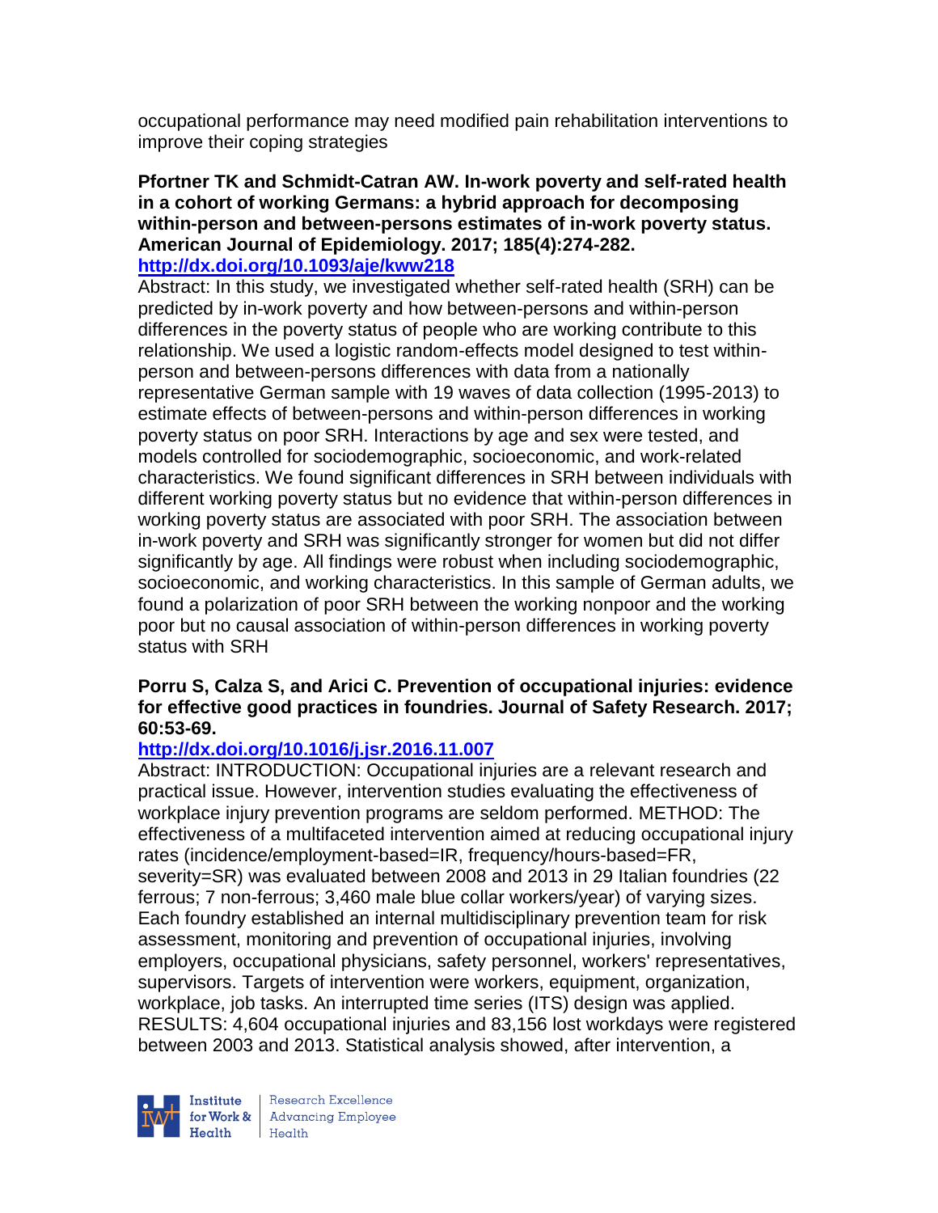occupational performance may need modified pain rehabilitation interventions to improve their coping strategies

**Pfortner TK and Schmidt-Catran AW. In-work poverty and self-rated health in a cohort of working Germans: a hybrid approach for decomposing within-person and between-persons estimates of in-work poverty status. American Journal of Epidemiology. 2017; 185(4):274-282.**
**http://dx.doi.org/10.1093/aje/kww218**

Abstract: In this study, we investigated whether self-rated health (SRH) can be predicted by in-work poverty and how between-persons and within-person differences in the poverty status of people who are working contribute to this relationship. We used a logistic random-effects model designed to test within-person and between-persons differences with data from a nationally representative German sample with 19 waves of data collection (1995-2013) to estimate effects of between-persons and within-person differences in working poverty status on poor SRH. Interactions by age and sex were tested, and models controlled for sociodemographic, socioeconomic, and work-related characteristics. We found significant differences in SRH between individuals with different working poverty status but no evidence that within-person differences in working poverty status are associated with poor SRH. The association between in-work poverty and SRH was significantly stronger for women but did not differ significantly by age. All findings were robust when including sociodemographic, socioeconomic, and working characteristics. In this sample of German adults, we found a polarization of poor SRH between the working nonpoor and the working poor but no causal association of within-person differences in working poverty status with SRH

**Porru S, Calza S, and Arici C. Prevention of occupational injuries: evidence for effective good practices in foundries. Journal of Safety Research. 2017; 60:53-69.**
**http://dx.doi.org/10.1016/j.jsr.2016.11.007**

Abstract: INTRODUCTION: Occupational injuries are a relevant research and practical issue. However, intervention studies evaluating the effectiveness of workplace injury prevention programs are seldom performed. METHOD: The effectiveness of a multifaceted intervention aimed at reducing occupational injury rates (incidence/employment-based=IR, frequency/hours-based=FR, severity=SR) was evaluated between 2008 and 2013 in 29 Italian foundries (22 ferrous; 7 non-ferrous; 3,460 male blue collar workers/year) of varying sizes. Each foundry established an internal multidisciplinary prevention team for risk assessment, monitoring and prevention of occupational injuries, involving employers, occupational physicians, safety personnel, workers' representatives, supervisors. Targets of intervention were workers, equipment, organization, workplace, job tasks. An interrupted time series (ITS) design was applied. RESULTS: 4,604 occupational injuries and 83,156 lost workdays were registered between 2003 and 2013. Statistical analysis showed, after intervention, a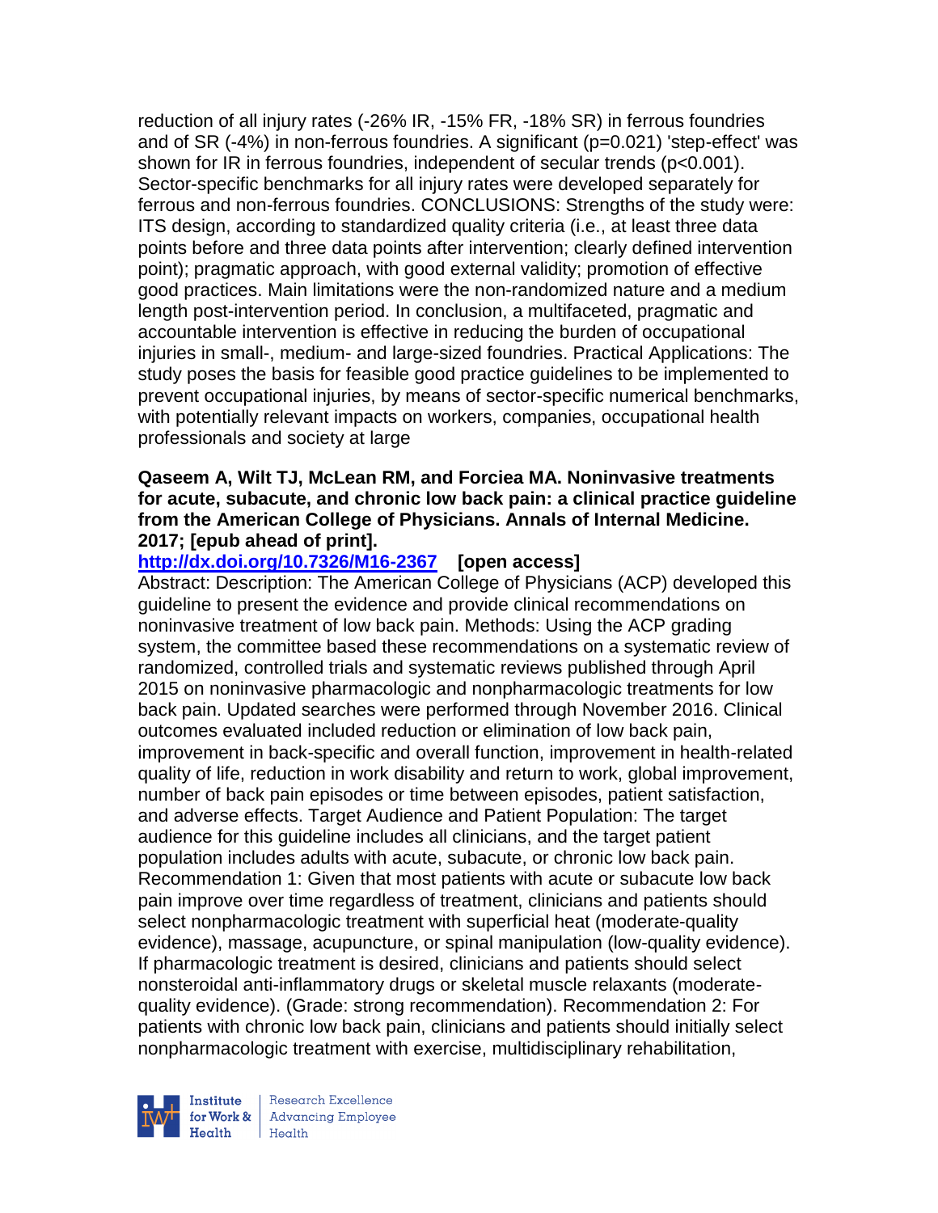reduction of all injury rates (-26% IR, -15% FR, -18% SR) in ferrous foundries and of SR (-4%) in non-ferrous foundries. A significant (p=0.021) 'step-effect' was shown for IR in ferrous foundries, independent of secular trends (p<0.001). Sector-specific benchmarks for all injury rates were developed separately for ferrous and non-ferrous foundries. CONCLUSIONS: Strengths of the study were: ITS design, according to standardized quality criteria (i.e., at least three data points before and three data points after intervention; clearly defined intervention point); pragmatic approach, with good external validity; promotion of effective good practices. Main limitations were the non-randomized nature and a medium length post-intervention period. In conclusion, a multifaceted, pragmatic and accountable intervention is effective in reducing the burden of occupational injuries in small-, medium- and large-sized foundries. Practical Applications: The study poses the basis for feasible good practice guidelines to be implemented to prevent occupational injuries, by means of sector-specific numerical benchmarks, with potentially relevant impacts on workers, companies, occupational health professionals and society at large

**Qaseem A, Wilt TJ, McLean RM, and Forciea MA. Noninvasive treatments for acute, subacute, and chronic low back pain: a clinical practice guideline from the American College of Physicians. Annals of Internal Medicine. 2017; [epub ahead of print].**

**http://dx.doi.org/10.7326/M16-2367 [open access]**

Abstract: Description: The American College of Physicians (ACP) developed this guideline to present the evidence and provide clinical recommendations on noninvasive treatment of low back pain. Methods: Using the ACP grading system, the committee based these recommendations on a systematic review of randomized, controlled trials and systematic reviews published through April 2015 on noninvasive pharmacologic and nonpharmacologic treatments for low back pain. Updated searches were performed through November 2016. Clinical outcomes evaluated included reduction or elimination of low back pain, improvement in back-specific and overall function, improvement in health-related quality of life, reduction in work disability and return to work, global improvement, number of back pain episodes or time between episodes, patient satisfaction, and adverse effects. Target Audience and Patient Population: The target audience for this guideline includes all clinicians, and the target patient population includes adults with acute, subacute, or chronic low back pain. Recommendation 1: Given that most patients with acute or subacute low back pain improve over time regardless of treatment, clinicians and patients should select nonpharmacologic treatment with superficial heat (moderate-quality evidence), massage, acupuncture, or spinal manipulation (low-quality evidence). If pharmacologic treatment is desired, clinicians and patients should select nonsteroidal anti-inflammatory drugs or skeletal muscle relaxants (moderate-quality evidence). (Grade: strong recommendation). Recommendation 2: For patients with chronic low back pain, clinicians and patients should initially select nonpharmacologic treatment with exercise, multidisciplinary rehabilitation,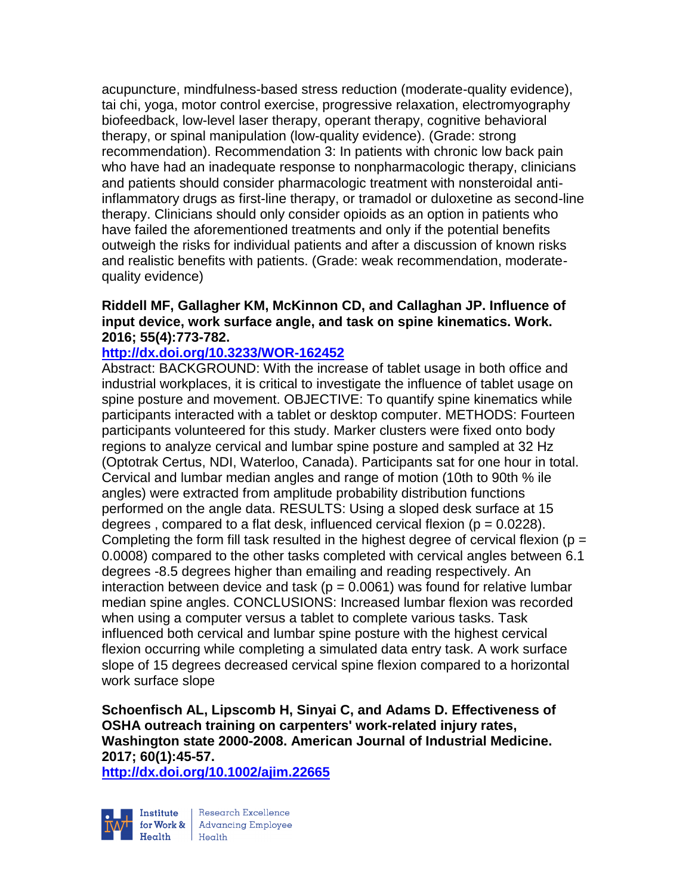acupuncture, mindfulness-based stress reduction (moderate-quality evidence), tai chi, yoga, motor control exercise, progressive relaxation, electromyography biofeedback, low-level laser therapy, operant therapy, cognitive behavioral therapy, or spinal manipulation (low-quality evidence). (Grade: strong recommendation). Recommendation 3: In patients with chronic low back pain who have had an inadequate response to nonpharmacologic therapy, clinicians and patients should consider pharmacologic treatment with nonsteroidal anti-inflammatory drugs as first-line therapy, or tramadol or duloxetine as second-line therapy. Clinicians should only consider opioids as an option in patients who have failed the aforementioned treatments and only if the potential benefits outweigh the risks for individual patients and after a discussion of known risks and realistic benefits with patients. (Grade: weak recommendation, moderate-quality evidence)

**Riddell MF, Gallagher KM, McKinnon CD, and Callaghan JP. Influence of input device, work surface angle, and task on spine kinematics. Work. 2016; 55(4):773-782.**

**http://dx.doi.org/10.3233/WOR-162452**

Abstract: BACKGROUND: With the increase of tablet usage in both office and industrial workplaces, it is critical to investigate the influence of tablet usage on spine posture and movement. OBJECTIVE: To quantify spine kinematics while participants interacted with a tablet or desktop computer. METHODS: Fourteen participants volunteered for this study. Marker clusters were fixed onto body regions to analyze cervical and lumbar spine posture and sampled at 32 Hz (Optotrak Certus, NDI, Waterloo, Canada). Participants sat for one hour in total. Cervical and lumbar median angles and range of motion (10th to 90th % ile angles) were extracted from amplitude probability distribution functions performed on the angle data. RESULTS: Using a sloped desk surface at 15 degrees , compared to a flat desk, influenced cervical flexion ($p = 0.0228$). Completing the form fill task resulted in the highest degree of cervical flexion ($p = 0.0008$) compared to the other tasks completed with cervical angles between 6.1 degrees -8.5 degrees higher than emailing and reading respectively. An interaction between device and task ($p = 0.0061$) was found for relative lumbar median spine angles. CONCLUSIONS: Increased lumbar flexion was recorded when using a computer versus a tablet to complete various tasks. Task influenced both cervical and lumbar spine posture with the highest cervical flexion occurring while completing a simulated data entry task. A work surface slope of 15 degrees decreased cervical spine flexion compared to a horizontal work surface slope

**Schoenfisch AL, Lipscomb H, Sinyai C, and Adams D. Effectiveness of OSHA outreach training on carpenters' work-related injury rates, Washington state 2000-2008. American Journal of Industrial Medicine. 2017; 60(1):45-57.**

**http://dx.doi.org/10.1002/ajim.22665**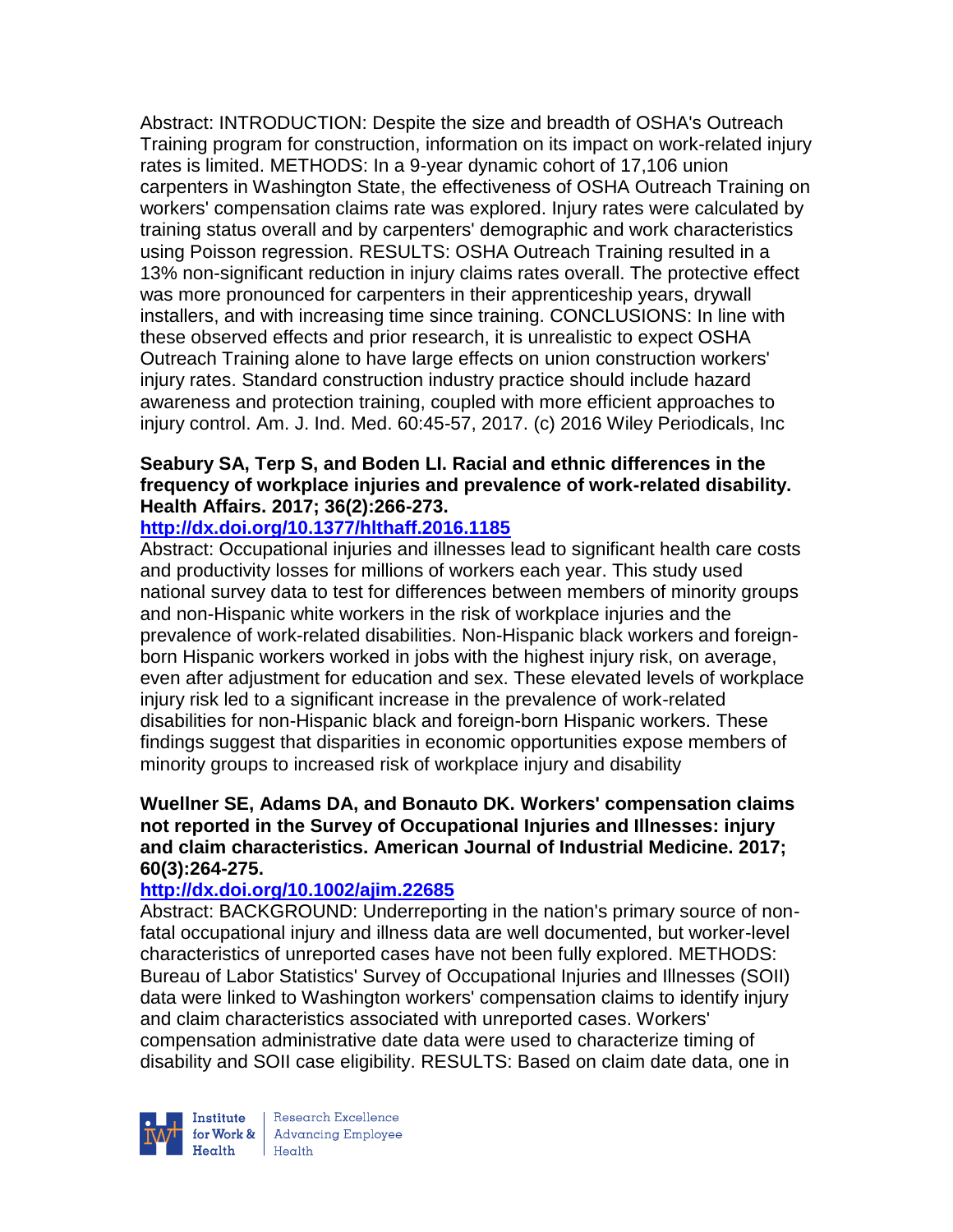Abstract: INTRODUCTION: Despite the size and breadth of OSHA's Outreach Training program for construction, information on its impact on work-related injury rates is limited. METHODS: In a 9-year dynamic cohort of 17,106 union carpenters in Washington State, the effectiveness of OSHA Outreach Training on workers' compensation claims rate was explored. Injury rates were calculated by training status overall and by carpenters' demographic and work characteristics using Poisson regression. RESULTS: OSHA Outreach Training resulted in a 13% non-significant reduction in injury claims rates overall. The protective effect was more pronounced for carpenters in their apprenticeship years, drywall installers, and with increasing time since training. CONCLUSIONS: In line with these observed effects and prior research, it is unrealistic to expect OSHA Outreach Training alone to have large effects on union construction workers' injury rates. Standard construction industry practice should include hazard awareness and protection training, coupled with more efficient approaches to injury control. Am. J. Ind. Med. 60:45-57, 2017. (c) 2016 Wiley Periodicals, Inc

**Seabury SA, Terp S, and Boden LI. Racial and ethnic differences in the frequency of workplace injuries and prevalence of work-related disability. Health Affairs. 2017; 36(2):266-273.**

**http://dx.doi.org/10.1377/hlthaff.2016.1185**

Abstract: Occupational injuries and illnesses lead to significant health care costs and productivity losses for millions of workers each year. This study used national survey data to test for differences between members of minority groups and non-Hispanic white workers in the risk of workplace injuries and the prevalence of work-related disabilities. Non-Hispanic black workers and foreign-born Hispanic workers worked in jobs with the highest injury risk, on average, even after adjustment for education and sex. These elevated levels of workplace injury risk led to a significant increase in the prevalence of work-related disabilities for non-Hispanic black and foreign-born Hispanic workers. These findings suggest that disparities in economic opportunities expose members of minority groups to increased risk of workplace injury and disability

**Wuellner SE, Adams DA, and Bonauto DK. Workers' compensation claims not reported in the Survey of Occupational Injuries and Illnesses: injury and claim characteristics. American Journal of Industrial Medicine. 2017; 60(3):264-275.**

**http://dx.doi.org/10.1002/ajim.22685**

Abstract: BACKGROUND: Underreporting in the nation's primary source of non-fatal occupational injury and illness data are well documented, but worker-level characteristics of unreported cases have not been fully explored. METHODS: Bureau of Labor Statistics' Survey of Occupational Injuries and Illnesses (SOII) data were linked to Washington workers' compensation claims to identify injury and claim characteristics associated with unreported cases. Workers' compensation administrative date data were used to characterize timing of disability and SOII case eligibility. RESULTS: Based on claim date data, one in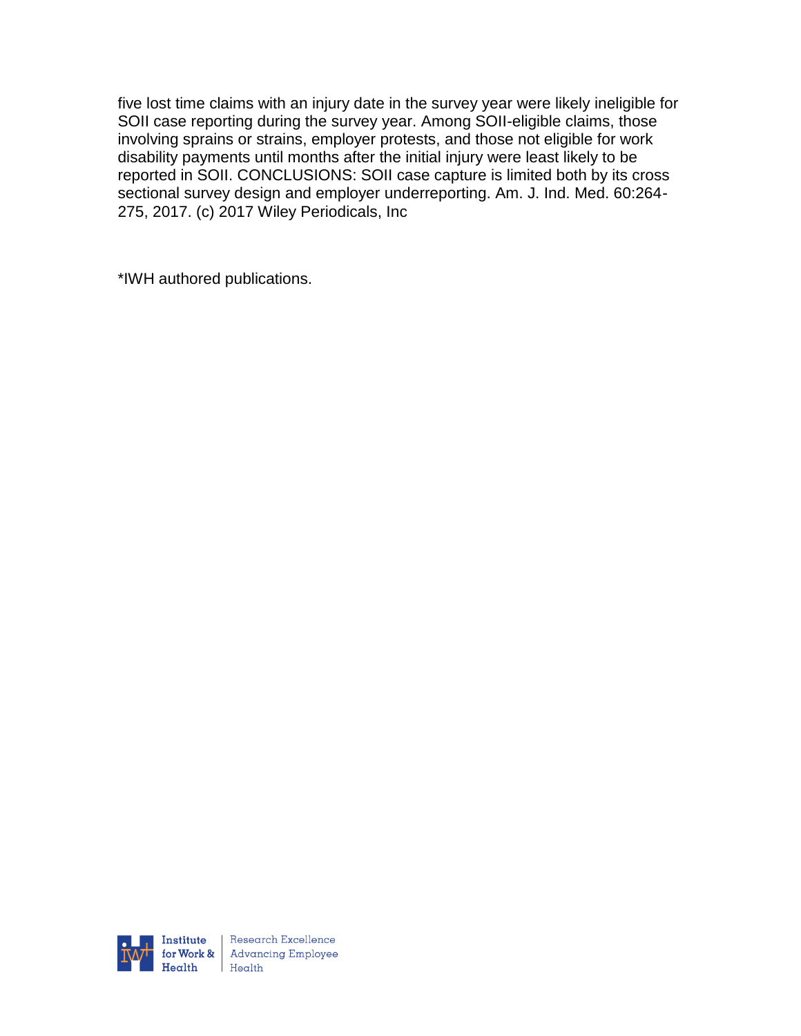five lost time claims with an injury date in the survey year were likely ineligible for SOII case reporting during the survey year. Among SOII-eligible claims, those involving sprains or strains, employer protests, and those not eligible for work disability payments until months after the initial injury were least likely to be reported in SOII. CONCLUSIONS: SOII case capture is limited both by its cross sectional survey design and employer underreporting. Am. J. Ind. Med. 60:264-275, 2017. (c) 2017 Wiley Periodicals, Inc

*IWH authored publications.